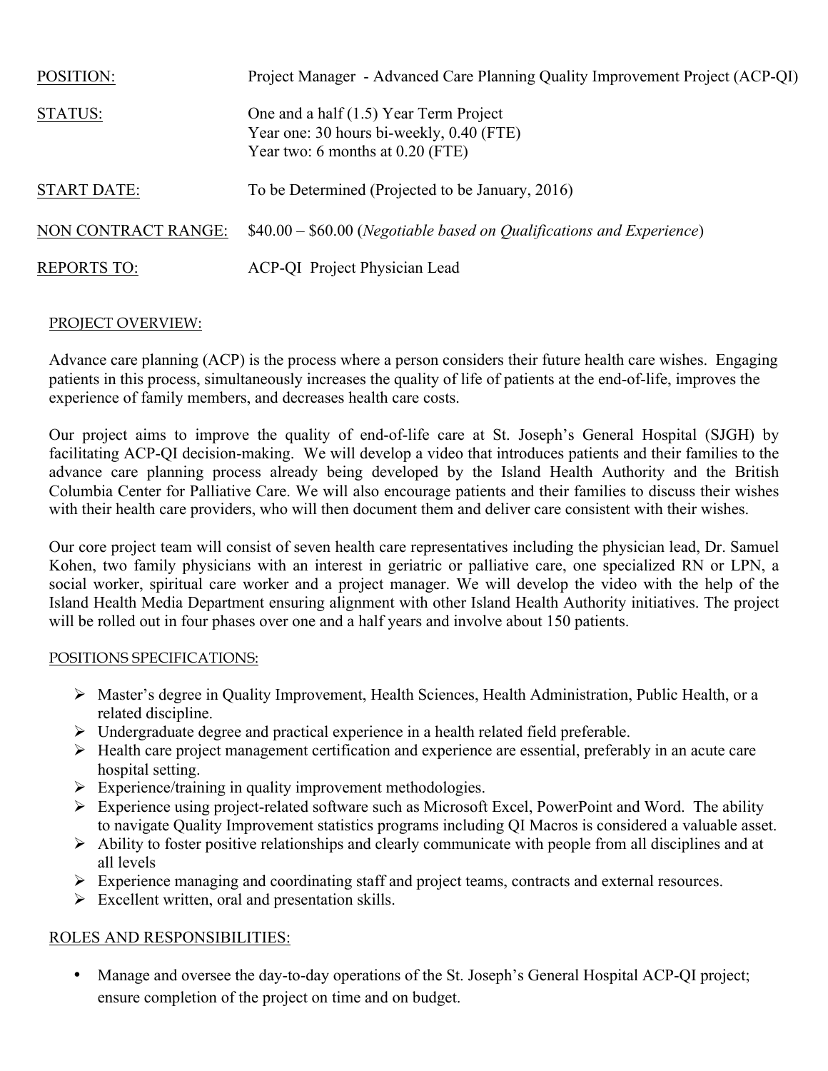| | |
|---|---|
| POSITION: | Project Manager - Advanced Care Planning Quality Improvement Project (ACP-QI) |
| STATUS: | One and a half (1.5) Year Term Project<br>Year one: 30 hours bi-weekly, 0.40 (FTE)<br>Year two: 6 months at 0.20 (FTE) |
| START DATE: | To be Determined (Projected to be January, 2016) |
| NON CONTRACT RANGE: | $40.00 – $60.00 (*Negotiable based on Qualifications and Experience*) |
| REPORTS TO: | ACP-QI Project Physician Lead |

## PROJECT OVERVIEW:

Advance care planning (ACP) is the process where a person considers their future health care wishes. Engaging patients in this process, simultaneously increases the quality of life of patients at the end-of-life, improves the experience of family members, and decreases health care costs.

Our project aims to improve the quality of end-of-life care at St. Joseph's General Hospital (SJGH) by facilitating ACP-QI decision-making. We will develop a video that introduces patients and their families to the advance care planning process already being developed by the Island Health Authority and the British Columbia Center for Palliative Care. We will also encourage patients and their families to discuss their wishes with their health care providers, who will then document them and deliver care consistent with their wishes.

Our core project team will consist of seven health care representatives including the physician lead, Dr. Samuel Kohen, two family physicians with an interest in geriatric or palliative care, one specialized RN or LPN, a social worker, spiritual care worker and a project manager. We will develop the video with the help of the Island Health Media Department ensuring alignment with other Island Health Authority initiatives. The project will be rolled out in four phases over one and a half years and involve about 150 patients.

## POSITIONS SPECIFICATIONS:

- Master's degree in Quality Improvement, Health Sciences, Health Administration, Public Health, or a related discipline.
- Undergraduate degree and practical experience in a health related field preferable.
- Health care project management certification and experience are essential, preferably in an acute care hospital setting.
- Experience/training in quality improvement methodologies.
- Experience using project-related software such as Microsoft Excel, PowerPoint and Word. The ability to navigate Quality Improvement statistics programs including QI Macros is considered a valuable asset.
- Ability to foster positive relationships and clearly communicate with people from all disciplines and at all levels
- Experience managing and coordinating staff and project teams, contracts and external resources.
- Excellent written, oral and presentation skills.

## ROLES AND RESPONSIBILITIES:

- Manage and oversee the day-to-day operations of the St. Joseph's General Hospital ACP-QI project; ensure completion of the project on time and on budget.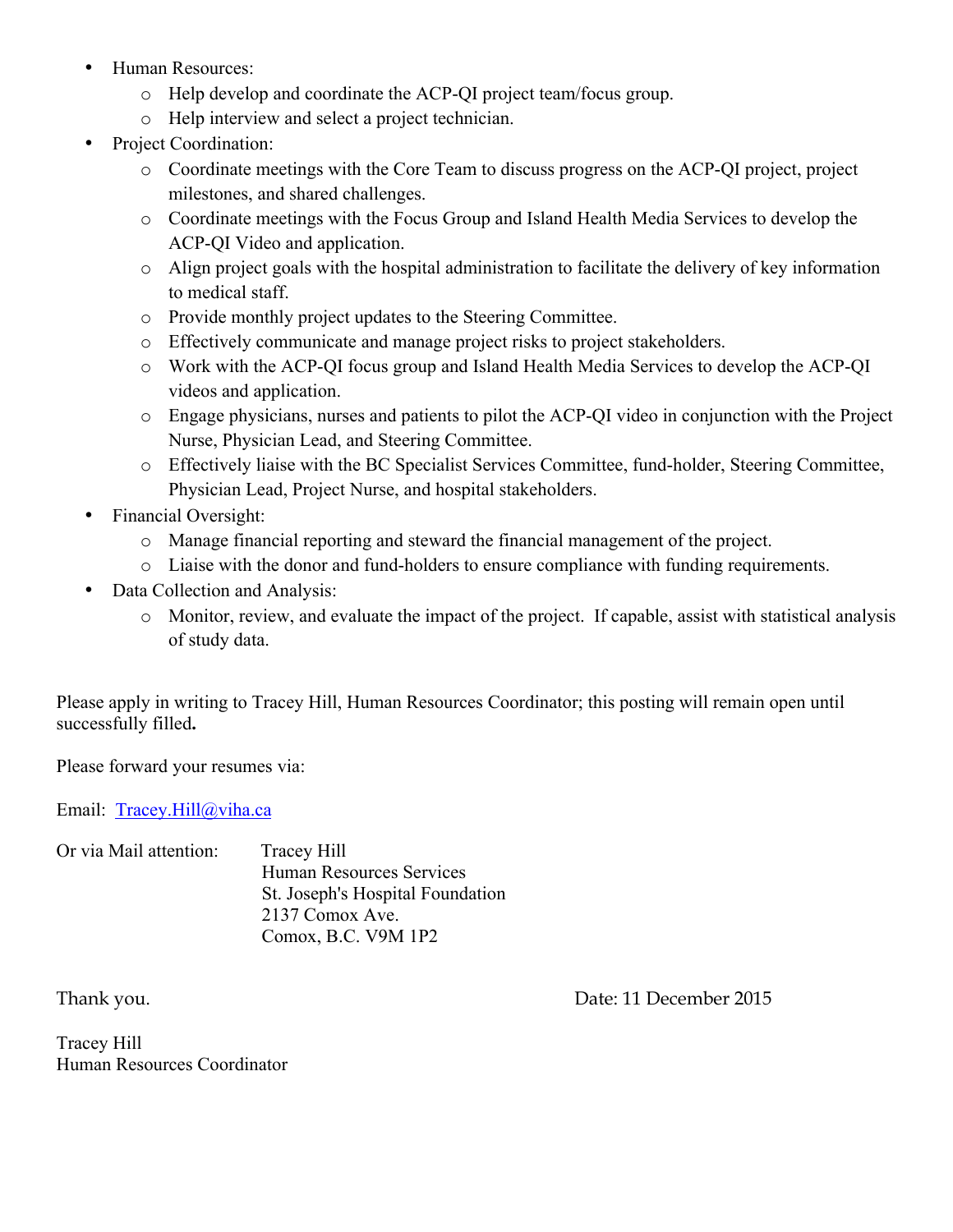- Human Resources:
  - Help develop and coordinate the ACP-QI project team/focus group.
  - Help interview and select a project technician.
- Project Coordination:
  - Coordinate meetings with the Core Team to discuss progress on the ACP-QI project, project milestones, and shared challenges.
  - Coordinate meetings with the Focus Group and Island Health Media Services to develop the ACP-QI Video and application.
  - Align project goals with the hospital administration to facilitate the delivery of key information to medical staff.
  - Provide monthly project updates to the Steering Committee.
  - Effectively communicate and manage project risks to project stakeholders.
  - Work with the ACP-QI focus group and Island Health Media Services to develop the ACP-QI videos and application.
  - Engage physicians, nurses and patients to pilot the ACP-QI video in conjunction with the Project Nurse, Physician Lead, and Steering Committee.
  - Effectively liaise with the BC Specialist Services Committee, fund-holder, Steering Committee, Physician Lead, Project Nurse, and hospital stakeholders.
- Financial Oversight:
  - Manage financial reporting and steward the financial management of the project.
  - Liaise with the donor and fund-holders to ensure compliance with funding requirements.
- Data Collection and Analysis:
  - Monitor, review, and evaluate the impact of the project. If capable, assist with statistical analysis of study data.

Please apply in writing to Tracey Hill, Human Resources Coordinator; this posting will remain open until successfully filled**.**

Please forward your resumes via:

Email: [Tracey.Hill@viha.ca](mailto:Tracey.Hill@viha.ca)

Or via Mail attention:

Tracey Hill
Human Resources Services
St. Joseph's Hospital Foundation
2137 Comox Ave.
Comox, B.C. V9M 1P2

Thank you.

Date: 11 December 2015

Tracey Hill
Human Resources Coordinator